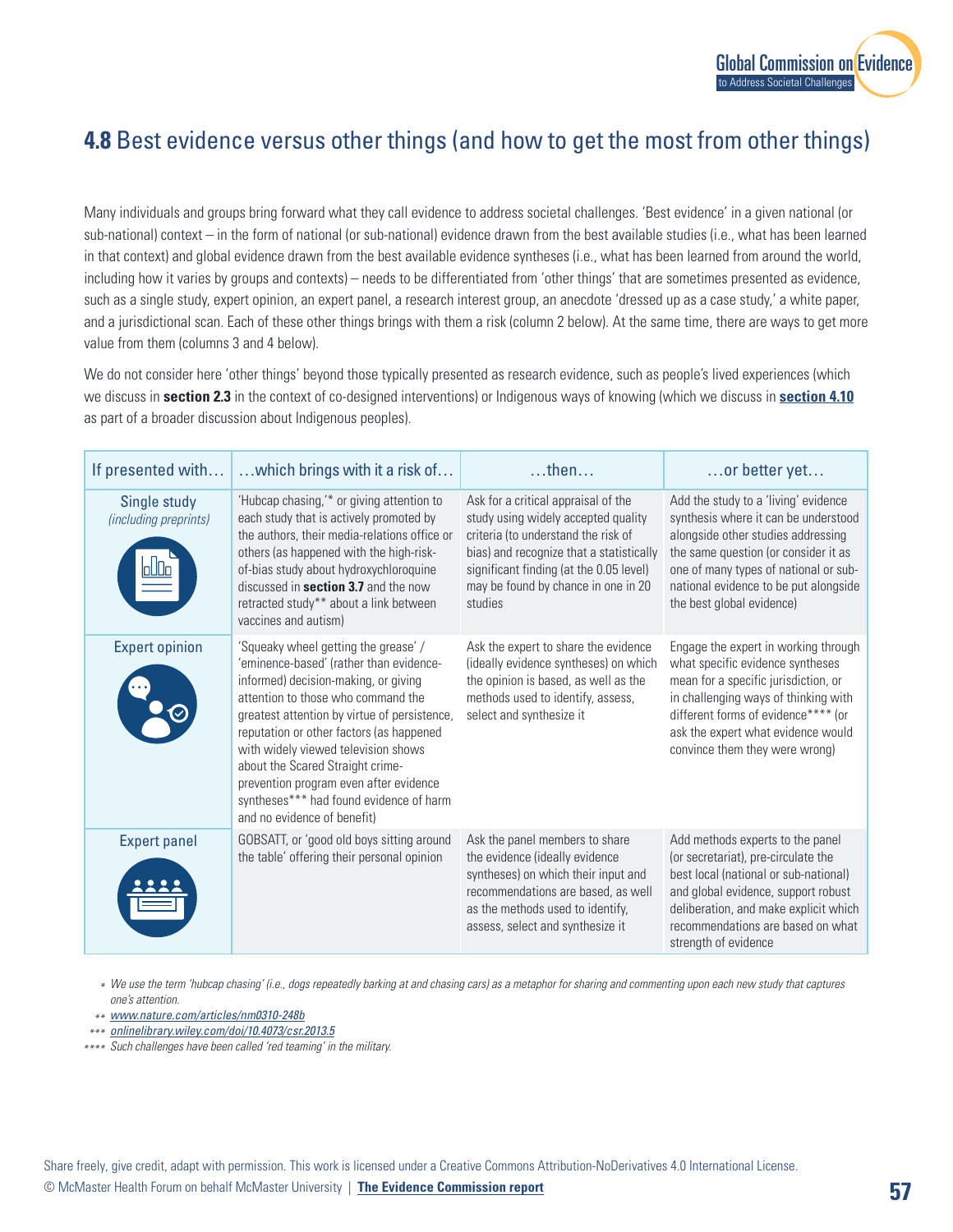## **4.8** Best evidence versus other things (and how to get the most from other things)

Many individuals and groups bring forward what they call evidence to address societal challenges. 'Best evidence' in a given national (or sub-national) context – in the form of national (or sub-national) evidence drawn from the best available studies (i.e., what has been learned in that context) and global evidence drawn from the best available evidence syntheses (i.e., what has been learned from around the world, including how it varies by groups and contexts) – needs to be differentiated from 'other things' that are sometimes presented as evidence, such as a single study, expert opinion, an expert panel, a research interest group, an anecdote 'dressed up as a case study,' a white paper, and a jurisdictional scan. Each of these other things brings with them a risk (column 2 below). At the same time, there are ways to get more value from them (columns 3 and 4 below).

We do not consider here 'other things' beyond those typically presented as research evidence, such as people's lived experiences (which we discuss in **section 2.3** in the context of co-designed interventions) or Indigenous ways of knowing (which we discuss in **section 4.10** as part of a broader discussion about Indigenous peoples).

| If presented with… | …which brings with it a risk of… | …then… | …or better yet… |
|---|---|---|---|
| Single study *(including preprints)* | 'Hubcap chasing,'* or giving attention to each study that is actively promoted by the authors, their media-relations office or others (as happened with the high-risk-of-bias study about hydroxychloroquine discussed in **section 3.7** and the now retracted study** about a link between vaccines and autism) | Ask for a critical appraisal of the study using widely accepted quality criteria (to understand the risk of bias) and recognize that a statistically significant finding (at the 0.05 level) may be found by chance in one in 20 studies | Add the study to a 'living' evidence synthesis where it can be understood alongside other studies addressing the same question (or consider it as one of many types of national or sub-national evidence to be put alongside the best global evidence) |
| Expert opinion | 'Squeaky wheel getting the grease' / 'eminence-based' (rather than evidence-informed) decision-making, or giving attention to those who command the greatest attention by virtue of persistence, reputation or other factors (as happened with widely viewed television shows about the Scared Straight crime-prevention program even after evidence syntheses*** had found evidence of harm and no evidence of benefit) | Ask the expert to share the evidence (ideally evidence syntheses) on which the opinion is based, as well as the methods used to identify, assess, select and synthesize it | Engage the expert in working through what specific evidence syntheses mean for a specific jurisdiction, or in challenging ways of thinking with different forms of evidence**** (or ask the expert what evidence would convince them they were wrong) |
| Expert panel | GOBSATT, or 'good old boys sitting around the table' offering their personal opinion | Ask the panel members to share the evidence (ideally evidence syntheses) on which their input and recommendations are based, as well as the methods used to identify, assess, select and synthesize it | Add methods experts to the panel (or secretariat), pre-circulate the best local (national or sub-national) and global evidence, support robust deliberation, and make explicit which recommendations are based on what strength of evidence |

\* *We use the term 'hubcap chasing' (i.e., dogs repeatedly barking at and chasing cars) as a metaphor for sharing and commenting upon each new study that captures one's attention.*

\*\* *www.nature.com/articles/nm0310-248b*

\*\*\* *onlinelibrary.wiley.com/doi/10.4073/csr.2013.5*

\*\*\*\* *Such challenges have been called 'red teaming' in the military.*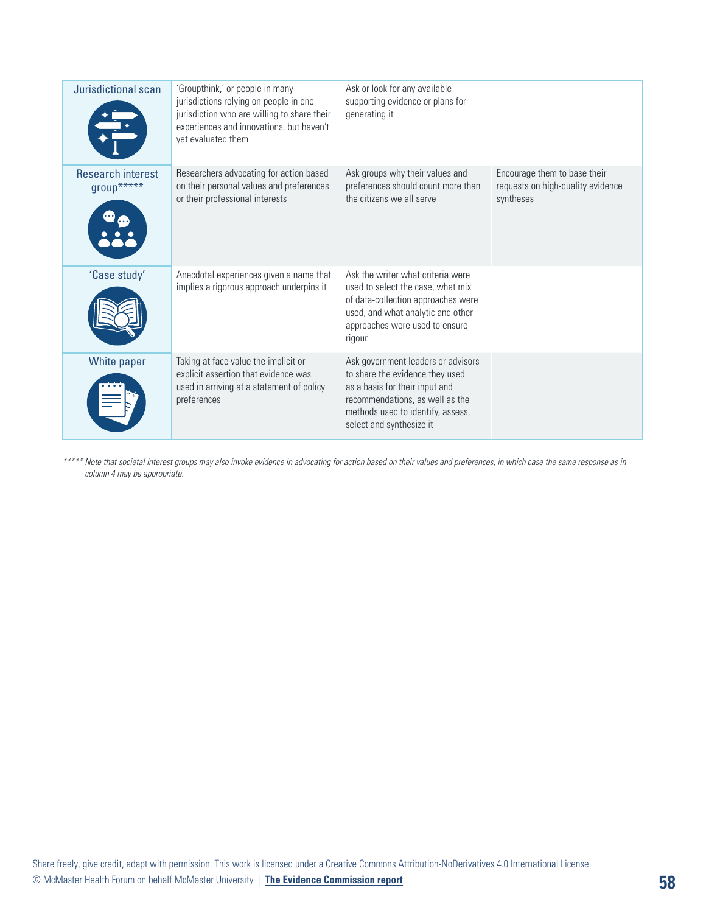| | | | |
|---|---|---|---|
| Jurisdictional scan | 'Groupthink,' or people in many jurisdictions relying on people in one jurisdiction who are willing to share their experiences and innovations, but haven't yet evaluated them | Ask or look for any available supporting evidence or plans for generating it | |
| Research interest group***** | Researchers advocating for action based on their personal values and preferences or their professional interests | Ask groups why their values and preferences should count more than the citizens we all serve | Encourage them to base their requests on high-quality evidence syntheses |
| 'Case study' | Anecdotal experiences given a name that implies a rigorous approach underpins it | Ask the writer what criteria were used to select the case, what mix of data-collection approaches were used, and what analytic and other approaches were used to ensure rigour | |
| White paper | Taking at face value the implicit or explicit assertion that evidence was used in arriving at a statement of policy preferences | Ask government leaders or advisors to share the evidence they used as a basis for their input and recommendations, as well as the methods used to identify, assess, select and synthesize it | |

*\*\*\*\*\* Note that societal interest groups may also invoke evidence in advocating for action based on their values and preferences, in which case the same response as in column 4 may be appropriate.*